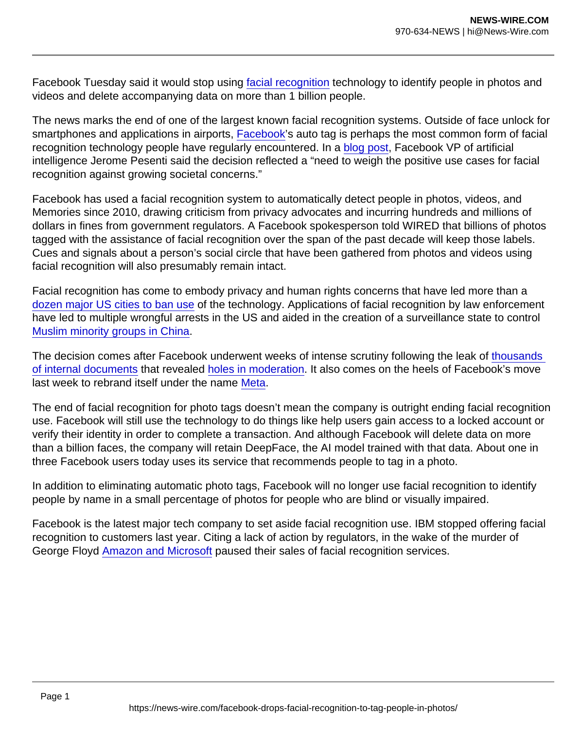Facebook Tuesday said it would stop using facial recognition technology to identify people in photos and videos and delete accompanying data on more than 1 billion people.

The news marks the end of one of the largest known facial recognition systems. Outside of face unlock for smartphones and applications in airports, Facebook's auto tag is perhaps the most common form of facial recognition technology people have regularly encountered. In a blog post, Facebook VP of artificial intelligence Jerome Pesenti said the decision reflected a "need to weigh the positive use cases for facial recognition against growing societal concerns."

Facebook has used a facial recognition system to automatically detect people in photos, videos, and Memories since 2010, drawing criticism from privacy advocates and incurring hundreds and millions of dollars in fines from government regulators. A Facebook spokesperson told WIRED that billions of photos tagged with the assistance of facial recognition over the span of the past decade will keep those labels. Cues and signals about a person's social circle that have been gathered from photos and videos using facial recognition will also presumably remain intact.

Facial recognition has come to embody privacy and human rights concerns that have led more than a dozen major US cities to ban use of the technology. Applications of facial recognition by law enforcement have led to multiple wrongful arrests in the US and aided in the creation of a surveillance state to control Muslim minority groups in China.

The decision comes after Facebook underwent weeks of intense scrutiny following the leak of thousands of internal documents that revealed holes in moderation. It also comes on the heels of Facebook's move last week to rebrand itself under the name Meta.

The end of facial recognition for photo tags doesn't mean the company is outright ending facial recognition use. Facebook will still use the technology to do things like help users gain access to a locked account or verify their identity in order to complete a transaction. And although Facebook will delete data on more than a billion faces, the company will retain DeepFace, the AI model trained with that data. About one in three Facebook users today uses its service that recommends people to tag in a photo.

In addition to eliminating automatic photo tags, Facebook will no longer use facial recognition to identify people by name in a small percentage of photos for people who are blind or visually impaired.

Facebook is the latest major tech company to set aside facial recognition use. IBM stopped offering facial recognition to customers last year. Citing a lack of action by regulators, in the wake of the murder of George Floyd Amazon and Microsoft paused their sales of facial recognition services.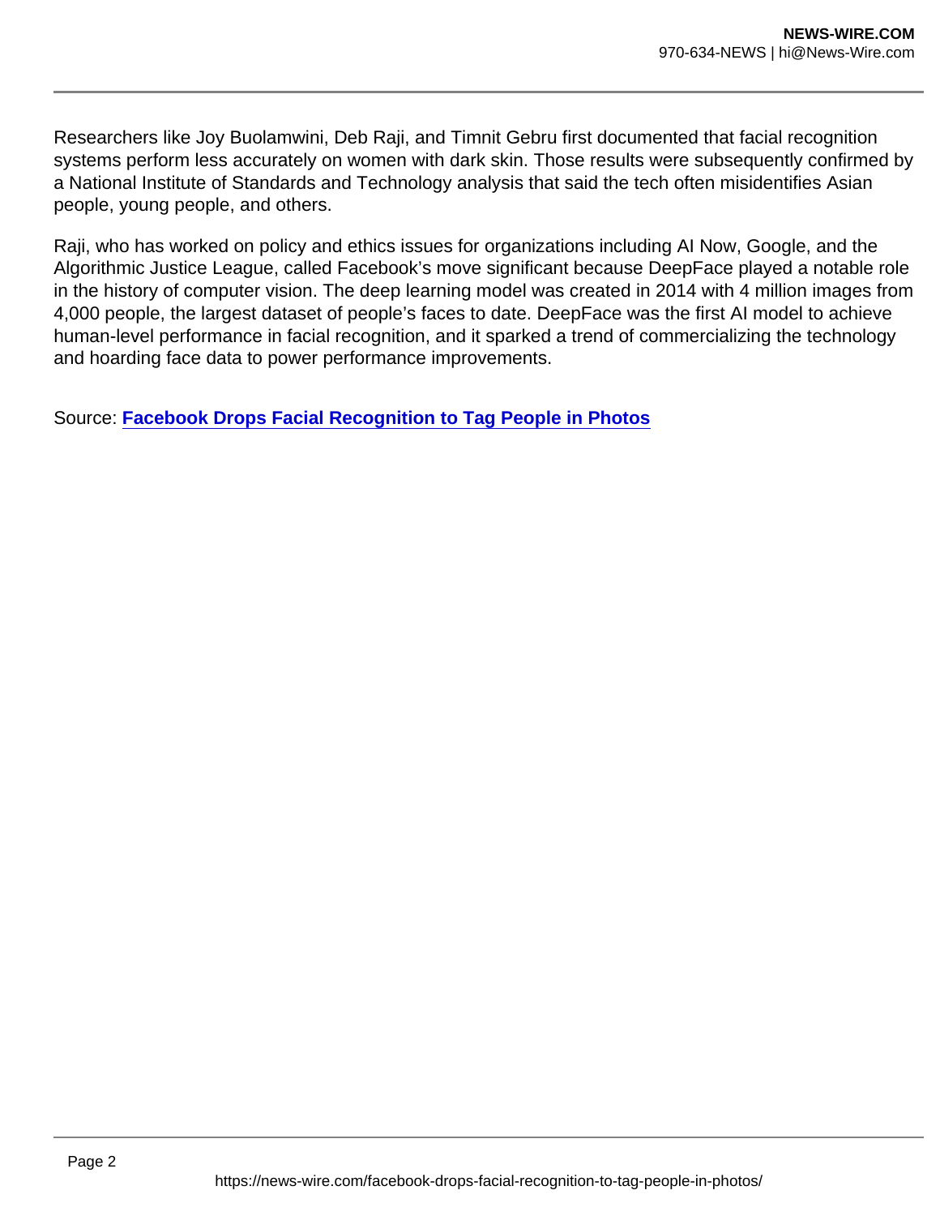Researchers like Joy Buolamwini, Deb Raji, and Timnit Gebru first documented that facial recognition systems perform less accurately on women with dark skin. Those results were subsequently confirmed by a National Institute of Standards and Technology analysis that said the tech often misidentifies Asian people, young people, and others.

Raji, who has worked on policy and ethics issues for organizations including AI Now, Google, and the Algorithmic Justice League, called Facebook's move significant because DeepFace played a notable role in the history of computer vision. The deep learning model was created in 2014 with 4 million images from 4,000 people, the largest dataset of people's faces to date. DeepFace was the first AI model to achieve human-level performance in facial recognition, and it sparked a trend of commercializing the technology and hoarding face data to power performance improvements.

Source: **[Facebook Drops Facial Recognition to Tag People in Photos](https://news-wire.com/facebook-drops-facial-recognition-to-tag-people-in-photos/)**